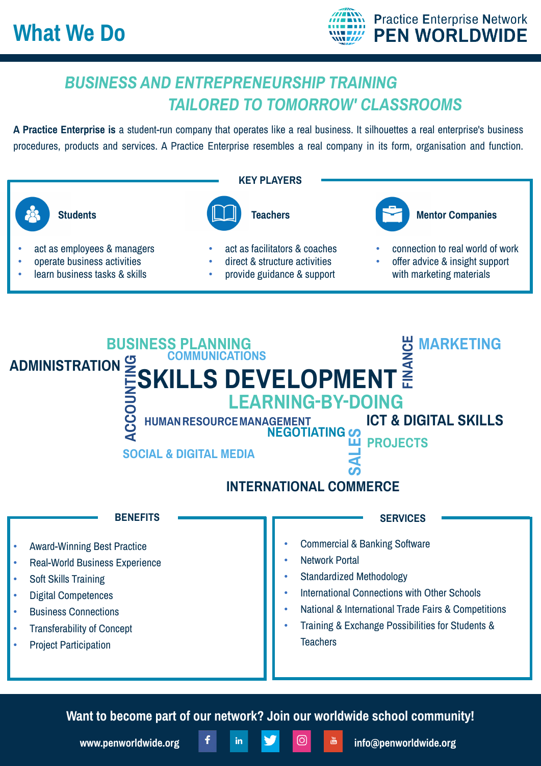# What We Do

Practice Enterprise Network
**PEN WORLDWIDE**

## *BUSINESS AND ENTREPRENEURSHIP TRAINING TAILORED TO TOMORROW' CLASSROOMS*

**A Practice Enterprise is** a student-run company that operates like a real business. It silhouettes a real enterprise's business procedures, products and services. A Practice Enterprise resembles a real company in its form, organisation and function.

### KEY PLAYERS

**Students**

- act as employees & managers
- operate business activities
- learn business tasks & skills

**Teachers**

- act as facilitators & coaches
- direct & structure activities
- provide guidance & support

**Mentor Companies**

- connection to real world of work
- offer advice & insight support with marketing materials

BUSINESS PLANNING
COMMUNICATIONS
ADMINISTRATION
ACCOUNTING
SKILLS DEVELOPMENT
FINANCE
MARKETING
LEARNING-BY-DOING
HUMAN RESOURCE MANAGEMENT
ICT & DIGITAL SKILLS
NEGOTIATING
SALES
PROJECTS
SOCIAL & DIGITAL MEDIA
INTERNATIONAL COMMERCE

### BENEFITS

- Award-Winning Best Practice
- Real-World Business Experience
- Soft Skills Training
- Digital Competences
- Business Connections
- Transferability of Concept
- Project Participation

### SERVICES

- Commercial & Banking Software
- Network Portal
- Standardized Methodology
- International Connections with Other Schools
- National & International Trade Fairs & Competitions
- Training & Exchange Possibilities for Students & Teachers

**Want to become part of our network? Join our worldwide school community!**

www.penworldwide.org info@penworldwide.org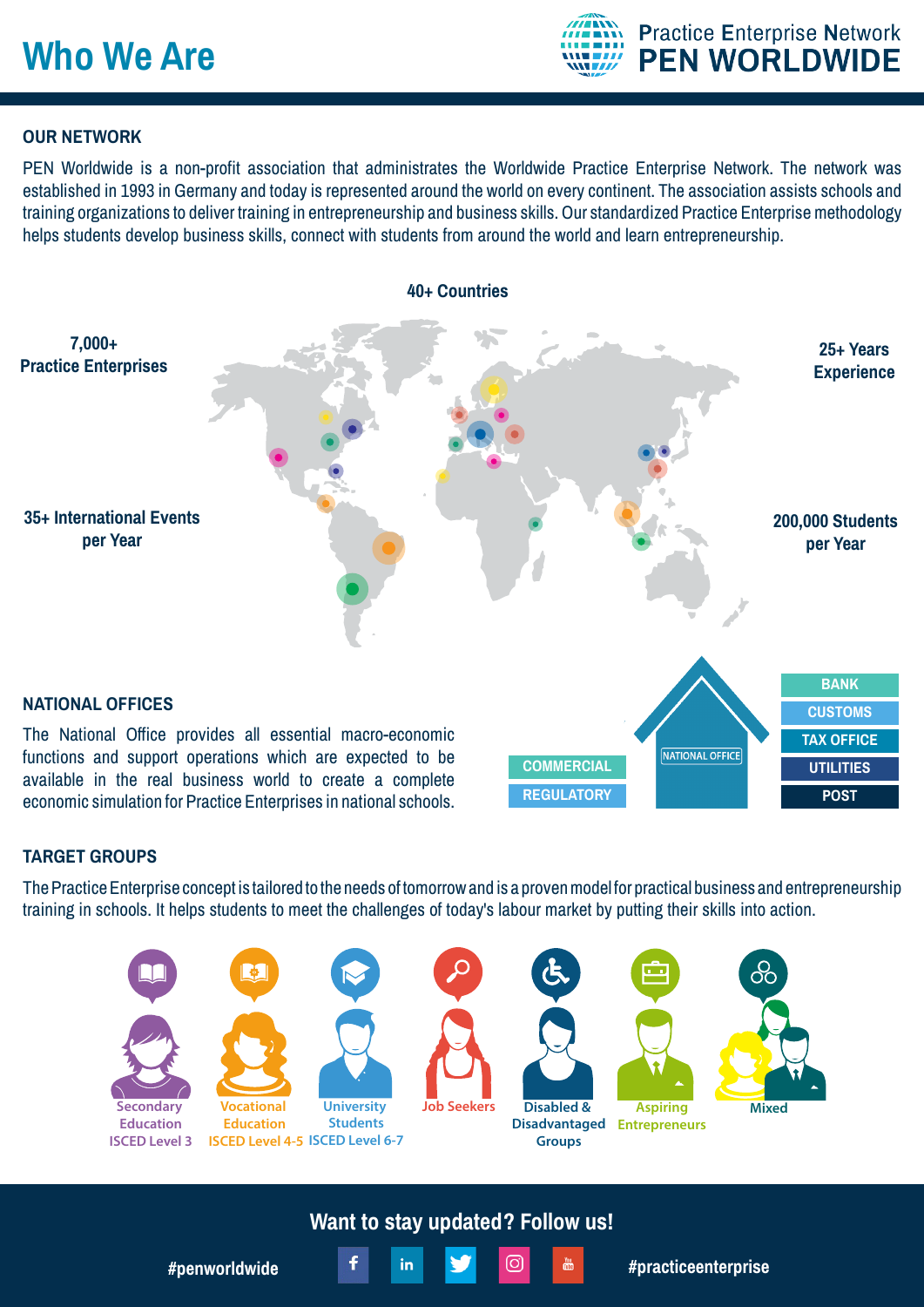# Who We Are

Practice Enterprise Network
PEN WORLDWIDE

## OUR NETWORK

PEN Worldwide is a non-profit association that administrates the Worldwide Practice Enterprise Network. The network was established in 1993 in Germany and today is represented around the world on every continent. The association assists schools and training organizations to deliver training in entrepreneurship and business skills. Our standardized Practice Enterprise methodology helps students develop business skills, connect with students from around the world and learn entrepreneurship.

40+ Countries

7,000+
Practice Enterprises

25+ Years
Experience

35+ International Events
per Year

200,000 Students
per Year

## NATIONAL OFFICES

The National Office provides all essential macro-economic functions and support operations which are expected to be available in the real business world to create a complete economic simulation for Practice Enterprises in national schools.

NATIONAL OFFICE

COMMERCIAL
REGULATORY

BANK
CUSTOMS
TAX OFFICE
UTILITIES
POST

## TARGET GROUPS

The Practice Enterprise concept is tailored to the needs of tomorrow and is a proven model for practical business and entrepreneurship training in schools. It helps students to meet the challenges of today's labour market by putting their skills into action.

- Secondary Education ISCED Level 3
- Vocational Education ISCED Level 4-5
- University Students ISCED Level 6-7
- Job Seekers
- Disabled & Disadvantaged Groups
- Aspiring Entrepreneurs
- Mixed

**Want to stay updated? Follow us!**

#penworldwide #practiceenterprise